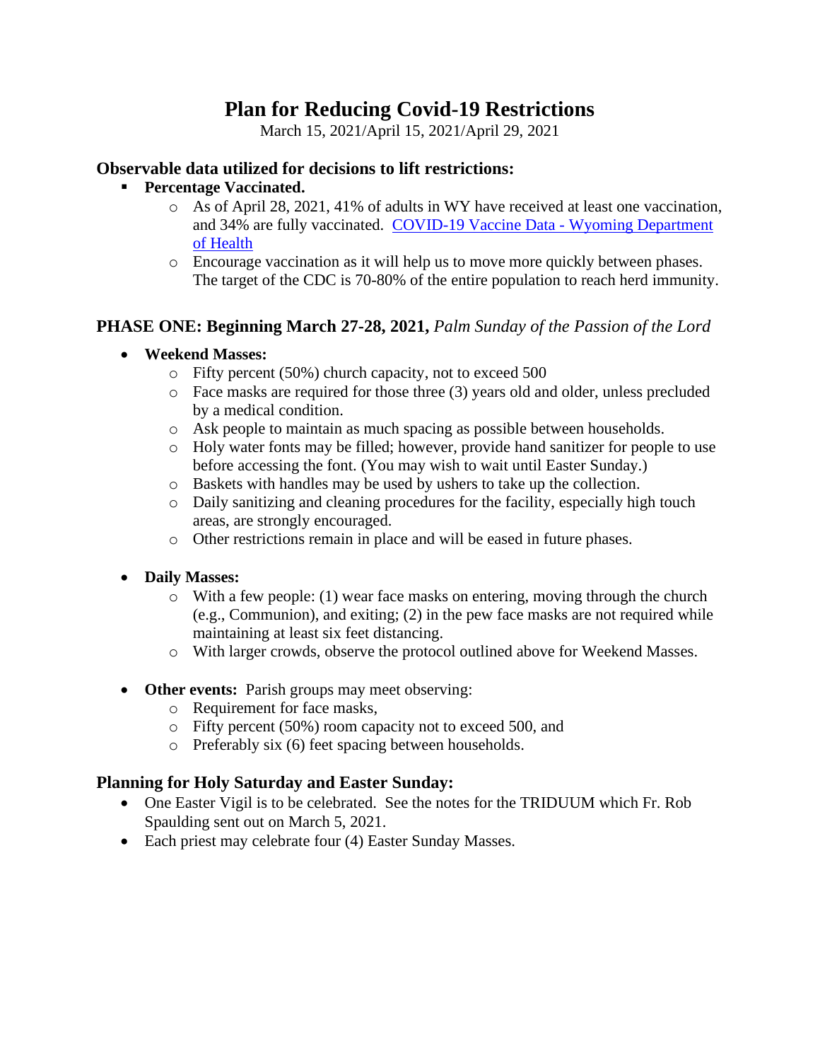# Plan for Reducing Covid-19 Restrictions

March 15, 2021/April 15, 2021/April 29, 2021

## Observable data utilized for decisions to lift restrictions:

- **Percentage Vaccinated.**
  - As of April 28, 2021, 41% of adults in WY have received at least one vaccination, and 34% are fully vaccinated. [COVID-19 Vaccine Data - Wyoming Department of Health]
  - Encourage vaccination as it will help us to move more quickly between phases. The target of the CDC is 70-80% of the entire population to reach herd immunity.

## PHASE ONE: Beginning March 27-28, 2021, *Palm Sunday of the Passion of the Lord*

- **Weekend Masses:**
  - Fifty percent (50%) church capacity, not to exceed 500
  - Face masks are required for those three (3) years old and older, unless precluded by a medical condition.
  - Ask people to maintain as much spacing as possible between households.
  - Holy water fonts may be filled; however, provide hand sanitizer for people to use before accessing the font. (You may wish to wait until Easter Sunday.)
  - Baskets with handles may be used by ushers to take up the collection.
  - Daily sanitizing and cleaning procedures for the facility, especially high touch areas, are strongly encouraged.
  - Other restrictions remain in place and will be eased in future phases.

- **Daily Masses:**
  - With a few people: (1) wear face masks on entering, moving through the church (e.g., Communion), and exiting; (2) in the pew face masks are not required while maintaining at least six feet distancing.
  - With larger crowds, observe the protocol outlined above for Weekend Masses.

- **Other events:** Parish groups may meet observing:
  - Requirement for face masks,
  - Fifty percent (50%) room capacity not to exceed 500, and
  - Preferably six (6) feet spacing between households.

## Planning for Holy Saturday and Easter Sunday:

- One Easter Vigil is to be celebrated. See the notes for the TRIDUUM which Fr. Rob Spaulding sent out on March 5, 2021.
- Each priest may celebrate four (4) Easter Sunday Masses.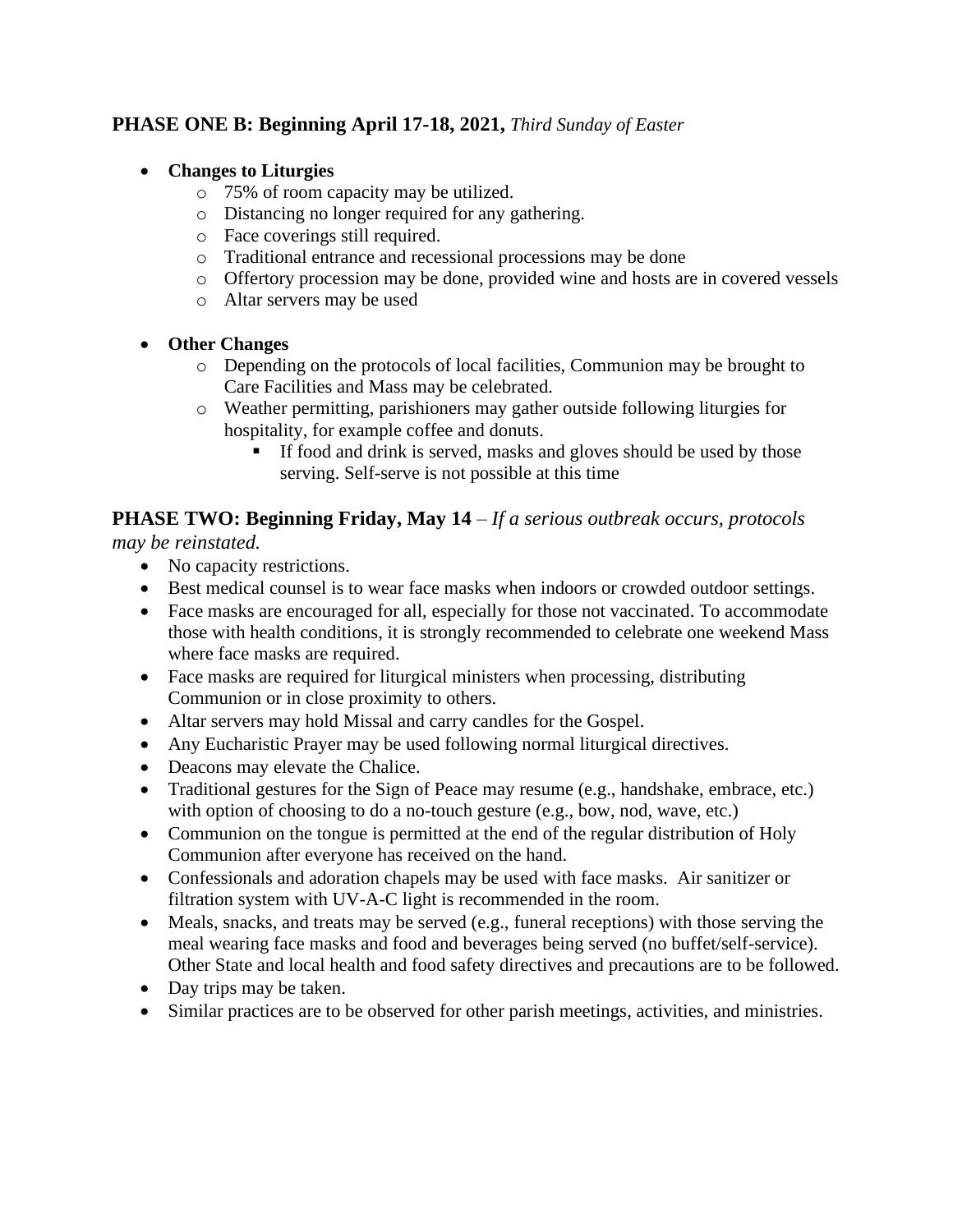### **PHASE ONE B: Beginning April 17-18, 2021,** *Third Sunday of Easter*

- **Changes to Liturgies**
  - 75% of room capacity may be utilized.
  - Distancing no longer required for any gathering.
  - Face coverings still required.
  - Traditional entrance and recessional processions may be done
  - Offertory procession may be done, provided wine and hosts are in covered vessels
  - Altar servers may be used

- **Other Changes**
  - Depending on the protocols of local facilities, Communion may be brought to Care Facilities and Mass may be celebrated.
  - Weather permitting, parishioners may gather outside following liturgies for hospitality, for example coffee and donuts.
    - If food and drink is served, masks and gloves should be used by those serving. Self-serve is not possible at this time

### **PHASE TWO: Beginning Friday, May 14** – *If a serious outbreak occurs, protocols may be reinstated.*

- No capacity restrictions.
- Best medical counsel is to wear face masks when indoors or crowded outdoor settings.
- Face masks are encouraged for all, especially for those not vaccinated. To accommodate those with health conditions, it is strongly recommended to celebrate one weekend Mass where face masks are required.
- Face masks are required for liturgical ministers when processing, distributing Communion or in close proximity to others.
- Altar servers may hold Missal and carry candles for the Gospel.
- Any Eucharistic Prayer may be used following normal liturgical directives.
- Deacons may elevate the Chalice.
- Traditional gestures for the Sign of Peace may resume (e.g., handshake, embrace, etc.) with option of choosing to do a no-touch gesture (e.g., bow, nod, wave, etc.)
- Communion on the tongue is permitted at the end of the regular distribution of Holy Communion after everyone has received on the hand.
- Confessionals and adoration chapels may be used with face masks. Air sanitizer or filtration system with UV-A-C light is recommended in the room.
- Meals, snacks, and treats may be served (e.g., funeral receptions) with those serving the meal wearing face masks and food and beverages being served (no buffet/self-service). Other State and local health and food safety directives and precautions are to be followed.
- Day trips may be taken.
- Similar practices are to be observed for other parish meetings, activities, and ministries.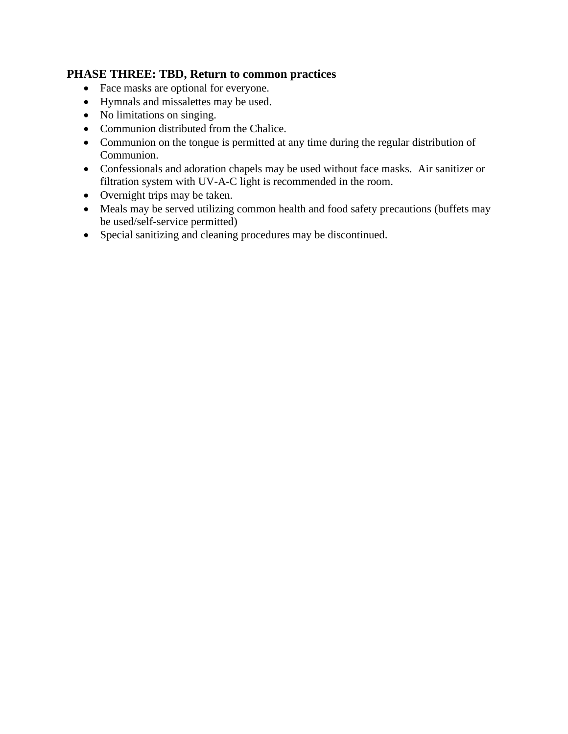**PHASE THREE: TBD, Return to common practices**

- Face masks are optional for everyone.
- Hymnals and missalettes may be used.
- No limitations on singing.
- Communion distributed from the Chalice.
- Communion on the tongue is permitted at any time during the regular distribution of Communion.
- Confessionals and adoration chapels may be used without face masks. Air sanitizer or filtration system with UV-A-C light is recommended in the room.
- Overnight trips may be taken.
- Meals may be served utilizing common health and food safety precautions (buffets may be used/self-service permitted)
- Special sanitizing and cleaning procedures may be discontinued.